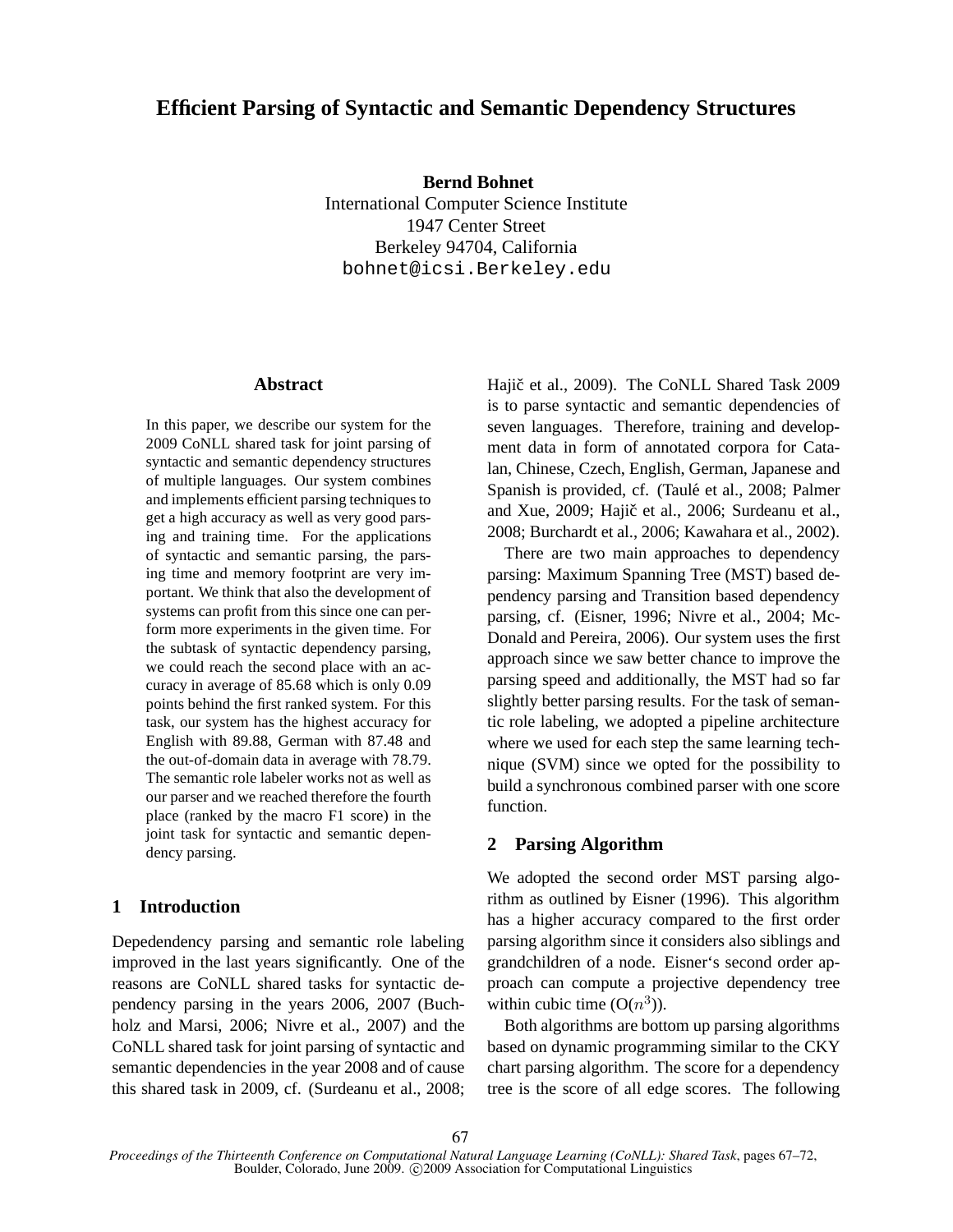# Efficient Parsing of Syntactic and Semantic Dependency Structures

**Bernd Bohnet**
International Computer Science Institute
1947 Center Street
Berkeley 94704, California
bohnet@icsi.Berkeley.edu

## Abstract

In this paper, we describe our system for the 2009 CoNLL shared task for joint parsing of syntactic and semantic dependency structures of multiple languages. Our system combines and implements efficient parsing techniques to get a high accuracy as well as very good parsing and training time. For the applications of syntactic and semantic parsing, the parsing time and memory footprint are very important. We think that also the development of systems can profit from this since one can perform more experiments in the given time. For the subtask of syntactic dependency parsing, we could reach the second place with an accuracy in average of 85.68 which is only 0.09 points behind the first ranked system. For this task, our system has the highest accuracy for English with 89.88, German with 87.48 and the out-of-domain data in average with 78.79. The semantic role labeler works not as well as our parser and we reached therefore the fourth place (ranked by the macro F1 score) in the joint task for syntactic and semantic dependency parsing.

## 1 Introduction

Depedendency parsing and semantic role labeling improved in the last years significantly. One of the reasons are CoNLL shared tasks for syntactic dependency parsing in the years 2006, 2007 (Buchholz and Marsi, 2006; Nivre et al., 2007) and the CoNLL shared task for joint parsing of syntactic and semantic dependencies in the year 2008 and of cause this shared task in 2009, cf. (Surdeanu et al., 2008; Hajič et al., 2009). The CoNLL Shared Task 2009 is to parse syntactic and semantic dependencies of seven languages. Therefore, training and development data in form of annotated corpora for Catalan, Chinese, Czech, English, German, Japanese and Spanish is provided, cf. (Taulé et al., 2008; Palmer and Xue, 2009; Hajič et al., 2006; Surdeanu et al., 2008; Burchardt et al., 2006; Kawahara et al., 2002).

There are two main approaches to dependency parsing: Maximum Spanning Tree (MST) based dependency parsing and Transition based dependency parsing, cf. (Eisner, 1996; Nivre et al., 2004; McDonald and Pereira, 2006). Our system uses the first approach since we saw better chance to improve the parsing speed and additionally, the MST had so far slightly better parsing results. For the task of semantic role labeling, we adopted a pipeline architecture where we used for each step the same learning technique (SVM) since we opted for the possibility to build a synchronous combined parser with one score function.

## 2 Parsing Algorithm

We adopted the second order MST parsing algorithm as outlined by Eisner (1996). This algorithm has a higher accuracy compared to the first order parsing algorithm since it considers also siblings and grandchildren of a node. Eisner's second order approach can compute a projective dependency tree within cubic time ($O(n^3)$).

Both algorithms are bottom up parsing algorithms based on dynamic programming similar to the CKY chart parsing algorithm. The score for a dependency tree is the score of all edge scores. The following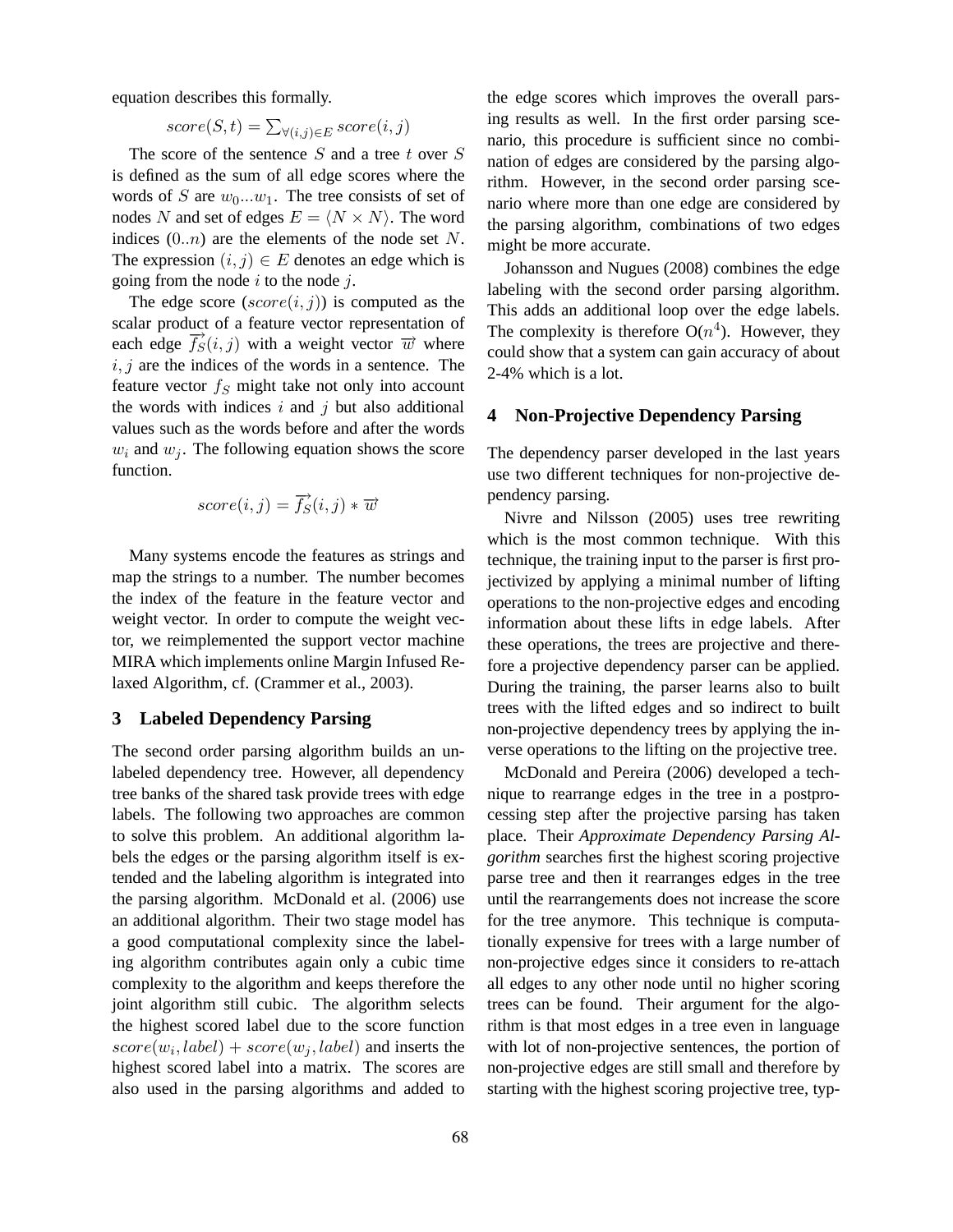equation describes this formally.

$$score(S,t) = \sum_{\forall(i,j) \in E} score(i,j)$$

The score of the sentence $S$ and a tree $t$ over $S$ is defined as the sum of all edge scores where the words of $S$ are $w_0...w_1$. The tree consists of set of nodes $N$ and set of edges $E = \langle N \times N \rangle$. The word indices $(0..n)$ are the elements of the node set $N$. The expression $(i,j) \in E$ denotes an edge which is going from the node $i$ to the node $j$.

The edge score ($score(i,j)$) is computed as the scalar product of a feature vector representation of each edge $\overrightarrow{f_S}(i,j)$ with a weight vector $\overrightarrow{w}$ where $i, j$ are the indices of the words in a sentence. The feature vector $f_S$ might take not only into account the words with indices $i$ and $j$ but also additional values such as the words before and after the words $w_i$ and $w_j$. The following equation shows the score function.

$$score(i,j) = \overrightarrow{f_S}(i,j) * \overrightarrow{w}$$

Many systems encode the features as strings and map the strings to a number. The number becomes the index of the feature in the feature vector and weight vector. In order to compute the weight vector, we reimplemented the support vector machine MIRA which implements online Margin Infused Relaxed Algorithm, cf. (Crammer et al., 2003).

## 3 Labeled Dependency Parsing

The second order parsing algorithm builds an unlabeled dependency tree. However, all dependency tree banks of the shared task provide trees with edge labels. The following two approaches are common to solve this problem. An additional algorithm labels the edges or the parsing algorithm itself is extended and the labeling algorithm is integrated into the parsing algorithm. McDonald et al. (2006) use an additional algorithm. Their two stage model has a good computational complexity since the labeling algorithm contributes again only a cubic time complexity to the algorithm and keeps therefore the joint algorithm still cubic. The algorithm selects the highest scored label due to the score function $score(w_i, label) + score(w_j, label)$ and inserts the highest scored label into a matrix. The scores are also used in the parsing algorithms and added to the edge scores which improves the overall parsing results as well. In the first order parsing scenario, this procedure is sufficient since no combination of edges are considered by the parsing algorithm. However, in the second order parsing scenario where more than one edge are considered by the parsing algorithm, combinations of two edges might be more accurate.

Johansson and Nugues (2008) combines the edge labeling with the second order parsing algorithm. This adds an additional loop over the edge labels. The complexity is therefore O($n^4$). However, they could show that a system can gain accuracy of about 2-4% which is a lot.

## 4 Non-Projective Dependency Parsing

The dependency parser developed in the last years use two different techniques for non-projective dependency parsing.

Nivre and Nilsson (2005) uses tree rewriting which is the most common technique. With this technique, the training input to the parser is first projectivized by applying a minimal number of lifting operations to the non-projective edges and encoding information about these lifts in edge labels. After these operations, the trees are projective and therefore a projective dependency parser can be applied. During the training, the parser learns also to built trees with the lifted edges and so indirect to built non-projective dependency trees by applying the inverse operations to the lifting on the projective tree.

McDonald and Pereira (2006) developed a technique to rearrange edges in the tree in a postprocessing step after the projective parsing has taken place. Their *Approximate Dependency Parsing Algorithm* searches first the highest scoring projective parse tree and then it rearranges edges in the tree until the rearrangements does not increase the score for the tree anymore. This technique is computationally expensive for trees with a large number of non-projective edges since it considers to re-attach all edges to any other node until no higher scoring trees can be found. Their argument for the algorithm is that most edges in a tree even in language with lot of non-projective sentences, the portion of non-projective edges are still small and therefore by starting with the highest scoring projective tree, typ-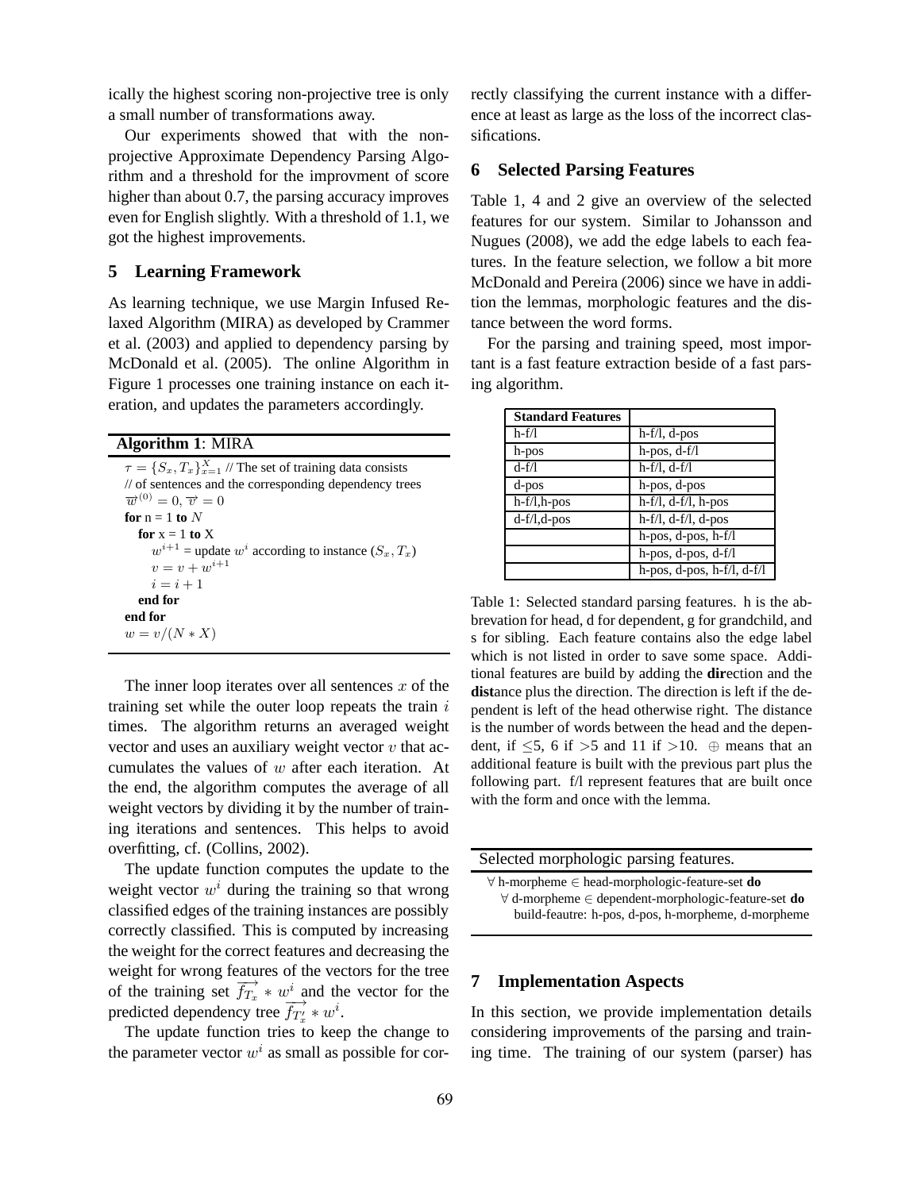ically the highest scoring non-projective tree is only a small number of transformations away.

Our experiments showed that with the non-projective Approximate Dependency Parsing Algorithm and a threshold for the improvment of score higher than about 0.7, the parsing accuracy improves even for English slightly. With a threshold of 1.1, we got the highest improvements.

## 5 Learning Framework

As learning technique, we use Margin Infused Relaxed Algorithm (MIRA) as developed by Crammer et al. (2003) and applied to dependency parsing by McDonald et al. (2005). The online Algorithm in Figure 1 processes one training instance on each iteration, and updates the parameters accordingly.

**Algorithm 1**: MIRA

```
τ = {S_x, T_x}_{x=1}^X // The set of training data consists
// of sentences and the corresponding dependency trees
w^(0) = 0, v = 0
for n = 1 to N
  for x = 1 to X
    w^{i+1} = update w^i according to instance (S_x, T_x)
    v = v + w^{i+1}
    i = i + 1
  end for
end for
w = v/(N * X)
```

The inner loop iterates over all sentences $x$ of the training set while the outer loop repeats the train $i$ times. The algorithm returns an averaged weight vector and uses an auxiliary weight vector $v$ that accumulates the values of $w$ after each iteration. At the end, the algorithm computes the average of all weight vectors by dividing it by the number of training iterations and sentences. This helps to avoid overfitting, cf. (Collins, 2002).

The update function computes the update to the weight vector $w^i$ during the training so that wrong classified edges of the training instances are possibly correctly classified. This is computed by increasing the weight for the correct features and decreasing the weight for wrong features of the vectors for the tree of the training set $\overrightarrow{f_{T_x}} * w^i$ and the vector for the predicted dependency tree $\overrightarrow{f_{T'_x}} * w^i$.

The update function tries to keep the change to the parameter vector $w^i$ as small as possible for correctly classifying the current instance with a difference at least as large as the loss of the incorrect classifications.

## 6 Selected Parsing Features

Table 1, 4 and 2 give an overview of the selected features for our system. Similar to Johansson and Nugues (2008), we add the edge labels to each features. In the feature selection, we follow a bit more McDonald and Pereira (2006) since we have in addition the lemmas, morphologic features and the distance between the word forms.

For the parsing and training speed, most important is a fast feature extraction beside of a fast parsing algorithm.

| **Standard Features** | |
|---|---|
| h-f/l | h-f/l, d-pos |
| h-pos | h-pos, d-f/l |
| d-f/l | h-f/l, d-f/l |
| d-pos | h-pos, d-pos |
| h-f/l,h-pos | h-f/l, d-f/l, h-pos |
| d-f/l,d-pos | h-f/l, d-f/l, d-pos |
| | h-pos, d-pos, h-f/l |
| | h-pos, d-pos, d-f/l |
| | h-pos, d-pos, h-f/l, d-f/l |

Table 1: Selected standard parsing features. h is the abbrevation for head, d for dependent, g for grandchild, and s for sibling. Each feature contains also the edge label which is not listed in order to save some space. Additional features are build by adding the **dir**ection and the **dist**ance plus the direction. The direction is left if the dependent is left of the head otherwise right. The distance is the number of words between the head and the dependent, if $\leq$5, 6 if $>$5 and 11 if $>$10. $\oplus$ means that an additional feature is built with the previous part plus the following part. f/l represent features that are built once with the form and once with the lemma.

Selected morphologic parsing features.

```
∀ h-morpheme ∈ head-morphologic-feature-set do
  ∀ d-morpheme ∈ dependent-morphologic-feature-set do
    build-feautre: h-pos, d-pos, h-morpheme, d-morpheme
```

## 7 Implementation Aspects

In this section, we provide implementation details considering improvements of the parsing and training time. The training of our system (parser) has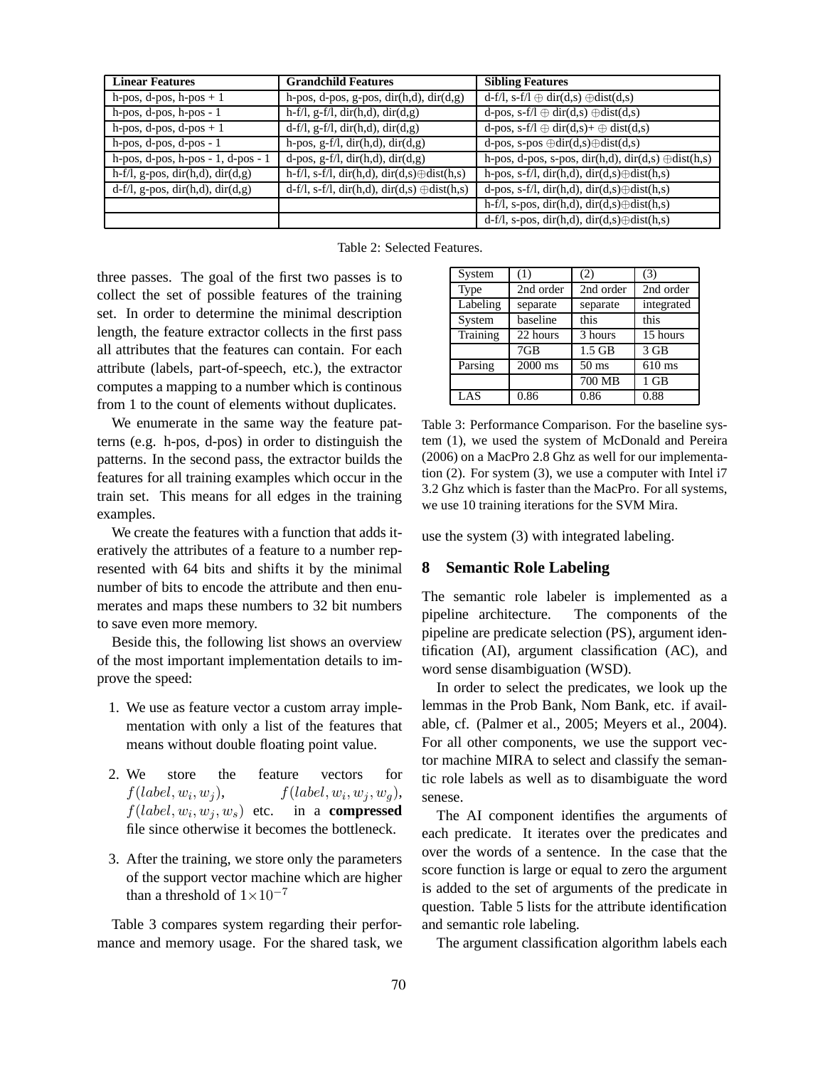| Linear Features | Grandchild Features | Sibling Features |
| --- | --- | --- |
| h-pos, d-pos, h-pos + 1 | h-pos, d-pos, g-pos, dir(h,d), dir(d,g) | d-f/l, s-f/l ⊕ dir(d,s) ⊕dist(d,s) |
| h-pos, d-pos, h-pos - 1 | h-f/l, g-f/l, dir(h,d), dir(d,g) | d-pos, s-f/l ⊕ dir(d,s) ⊕dist(d,s) |
| h-pos, d-pos, d-pos + 1 | d-f/l, g-f/l, dir(h,d), dir(d,g) | d-pos, s-f/l ⊕ dir(d,s)+ ⊕ dist(d,s) |
| h-pos, d-pos, d-pos - 1 | h-pos, g-f/l, dir(h,d), dir(d,g) | d-pos, s-pos ⊕dir(d,s)⊕dist(d,s) |
| h-pos, d-pos, h-pos - 1, d-pos - 1 | d-pos, g-f/l, dir(h,d), dir(d,g) | h-pos, d-pos, s-pos, dir(h,d), dir(d,s) ⊕dist(h,s) |
| h-f/l, g-pos, dir(h,d), dir(d,g) | h-f/l, s-f/l, dir(h,d), dir(d,s)⊕dist(h,s) | h-pos, s-f/l, dir(h,d), dir(d,s)⊕dist(h,s) |
| d-f/l, g-pos, dir(h,d), dir(d,g) | d-f/l, s-f/l, dir(h,d), dir(d,s) ⊕dist(h,s) | d-pos, s-f/l, dir(h,d), dir(d,s)⊕dist(h,s) |
| | | h-f/l, s-pos, dir(h,d), dir(d,s)⊕dist(h,s) |
| | | d-f/l, s-pos, dir(h,d), dir(d,s)⊕dist(h,s) |

Table 2: Selected Features.

three passes. The goal of the first two passes is to collect the set of possible features of the training set. In order to determine the minimal description length, the feature extractor collects in the first pass all attributes that the features can contain. For each attribute (labels, part-of-speech, etc.), the extractor computes a mapping to a number which is continous from 1 to the count of elements without duplicates.

We enumerate in the same way the feature patterns (e.g. h-pos, d-pos) in order to distinguish the patterns. In the second pass, the extractor builds the features for all training examples which occur in the train set. This means for all edges in the training examples.

We create the features with a function that adds iteratively the attributes of a feature to a number represented with 64 bits and shifts it by the minimal number of bits to encode the attribute and then enumerates and maps these numbers to 32 bit numbers to save even more memory.

Beside this, the following list shows an overview of the most important implementation details to improve the speed:

1. We use as feature vector a custom array implementation with only a list of the features that means without double floating point value.
2. We store the feature vectors for $f(label, w_i, w_j)$, $f(label, w_i, w_j, w_g)$, $f(label, w_i, w_j, w_s)$ etc. in a **compressed** file since otherwise it becomes the bottleneck.
3. After the training, we store only the parameters of the support vector machine which are higher than a threshold of $1{\times}10^{-7}$

Table 3 compares system regarding their performance and memory usage. For the shared task, we use the system (3) with integrated labeling.

| System | (1) | (2) | (3) |
| --- | --- | --- | --- |
| Type | 2nd order | 2nd order | 2nd order |
| Labeling | separate | separate | integrated |
| System | baseline | this | this |
| Training | 22 hours | 3 hours | 15 hours |
| | 7GB | 1.5 GB | 3 GB |
| Parsing | 2000 ms | 50 ms | 610 ms |
| | | 700 MB | 1 GB |
| LAS | 0.86 | 0.86 | 0.88 |

Table 3: Performance Comparison. For the baseline system (1), we used the system of McDonald and Pereira (2006) on a MacPro 2.8 Ghz as well for our implementation (2). For system (3), we use a computer with Intel i7 3.2 Ghz which is faster than the MacPro. For all systems, we use 10 training iterations for the SVM Mira.

## 8 Semantic Role Labeling

The semantic role labeler is implemented as a pipeline architecture. The components of the pipeline are predicate selection (PS), argument identification (AI), argument classification (AC), and word sense disambiguation (WSD).

In order to select the predicates, we look up the lemmas in the Prob Bank, Nom Bank, etc. if available, cf. (Palmer et al., 2005; Meyers et al., 2004). For all other components, we use the support vector machine MIRA to select and classify the semantic role labels as well as to disambiguate the word senese.

The AI component identifies the arguments of each predicate. It iterates over the predicates and over the words of a sentence. In the case that the score function is large or equal to zero the argument is added to the set of arguments of the predicate in question. Table 5 lists for the attribute identification and semantic role labeling.

The argument classification algorithm labels each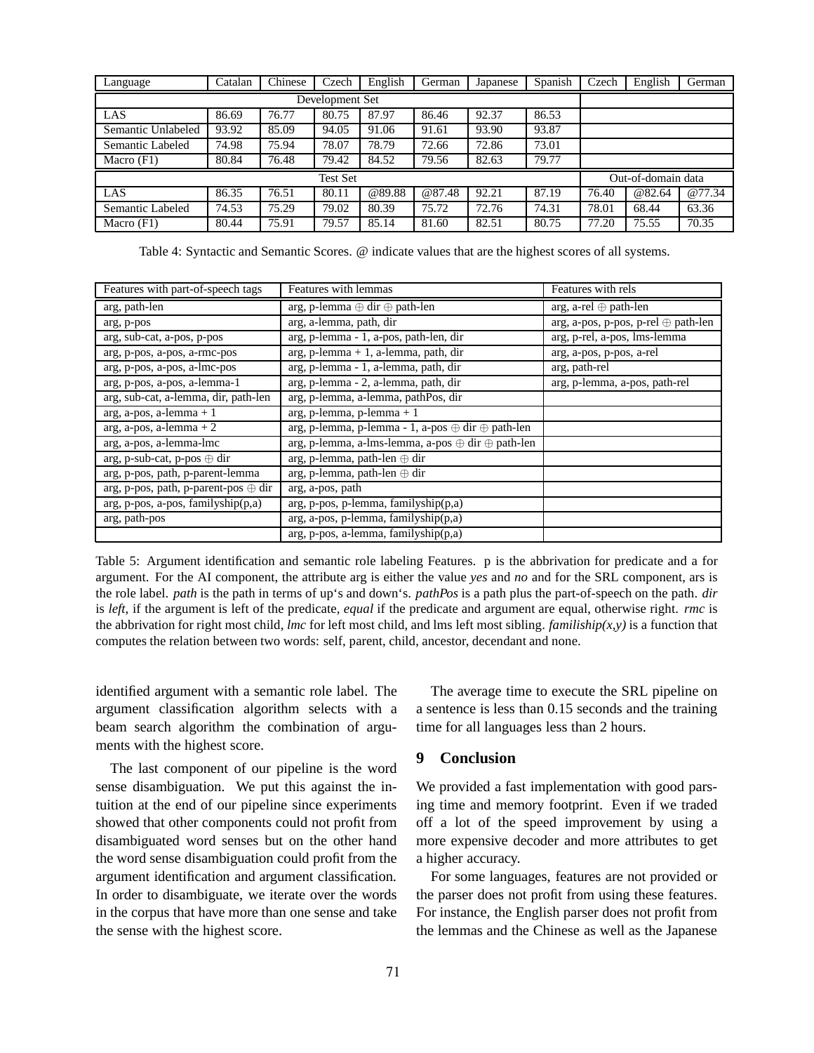| Language | Catalan | Chinese | Czech | English | German | Japanese | Spanish | Czech | English | German |
|---|---|---|---|---|---|---|---|---|---|---|
| Development Set | | | | | | | | | | |
| LAS | 86.69 | 76.77 | 80.75 | 87.97 | 86.46 | 92.37 | 86.53 | | | |
| Semantic Unlabeled | 93.92 | 85.09 | 94.05 | 91.06 | 91.61 | 93.90 | 93.87 | | | |
| Semantic Labeled | 74.98 | 75.94 | 78.07 | 78.79 | 72.66 | 72.86 | 73.01 | | | |
| Macro (F1) | 80.84 | 76.48 | 79.42 | 84.52 | 79.56 | 82.63 | 79.77 | | | |
| Test Set | | | | | | | | Out-of-domain data | | |
| LAS | 86.35 | 76.51 | 80.11 | @89.88 | @87.48 | 92.21 | 87.19 | 76.40 | @82.64 | @77.34 |
| Semantic Labeled | 74.53 | 75.29 | 79.02 | 80.39 | 75.72 | 72.76 | 74.31 | 78.01 | 68.44 | 63.36 |
| Macro (F1) | 80.44 | 75.91 | 79.57 | 85.14 | 81.60 | 82.51 | 80.75 | 77.20 | 75.55 | 70.35 |

Table 4: Syntactic and Semantic Scores. @ indicate values that are the highest scores of all systems.

| Features with part-of-speech tags | Features with lemmas | Features with rels |
|---|---|---|
| arg, path-len | arg, p-lemma ⊕ dir ⊕ path-len | arg, a-rel ⊕ path-len |
| arg, p-pos | arg, a-lemma, path, dir | arg, a-pos, p-pos, p-rel ⊕ path-len |
| arg, sub-cat, a-pos, p-pos | arg, p-lemma - 1, a-pos, path-len, dir | arg, p-rel, a-pos, lms-lemma |
| arg, p-pos, a-pos, a-rmc-pos | arg, p-lemma + 1, a-lemma, path, dir | arg, a-pos, p-pos, a-rel |
| arg, p-pos, a-pos, a-lmc-pos | arg, p-lemma - 1, a-lemma, path, dir | arg, path-rel |
| arg, p-pos, a-pos, a-lemma-1 | arg, p-lemma - 2, a-lemma, path, dir | arg, p-lemma, a-pos, path-rel |
| arg, sub-cat, a-lemma, dir, path-len | arg, p-lemma, a-lemma, pathPos, dir | |
| arg, a-pos, a-lemma + 1 | arg, p-lemma, p-lemma + 1 | |
| arg, a-pos, a-lemma + 2 | arg, p-lemma, p-lemma - 1, a-pos ⊕ dir ⊕ path-len | |
| arg, a-pos, a-lemma-lmc | arg, p-lemma, a-lms-lemma, a-pos ⊕ dir ⊕ path-len | |
| arg, p-sub-cat, p-pos ⊕ dir | arg, p-lemma, path-len ⊕ dir | |
| arg, p-pos, path, p-parent-lemma | arg, p-lemma, path-len ⊕ dir | |
| arg, p-pos, path, p-parent-pos ⊕ dir | arg, a-pos, path | |
| arg, p-pos, a-pos, familyship(p,a) | arg, p-pos, p-lemma, familyship(p,a) | |
| arg, path-pos | arg, a-pos, p-lemma, familyship(p,a) | |
| | arg, p-pos, a-lemma, familyship(p,a) | |

Table 5: Argument identification and semantic role labeling Features. p is the abbrivation for predicate and a for argument. For the AI component, the attribute arg is either the value *yes* and *no* and for the SRL component, ars is the role label. *path* is the path in terms of up's and down's. *pathPos* is a path plus the part-of-speech on the path. *dir* is *left*, if the argument is left of the predicate, *equal* if the predicate and argument are equal, otherwise right. *rmc* is the abbrivation for right most child, *lmc* for left most child, and lms left most sibling. *familiship(x,y)* is a function that computes the relation between two words: self, parent, child, ancestor, decendant and none.

identified argument with a semantic role label. The argument classification algorithm selects with a beam search algorithm the combination of arguments with the highest score.

The last component of our pipeline is the word sense disambiguation. We put this against the intuition at the end of our pipeline since experiments showed that other components could not profit from disambiguated word senses but on the other hand the word sense disambiguation could profit from the argument identification and argument classification. In order to disambiguate, we iterate over the words in the corpus that have more than one sense and take the sense with the highest score.

The average time to execute the SRL pipeline on a sentence is less than 0.15 seconds and the training time for all languages less than 2 hours.

## 9 Conclusion

We provided a fast implementation with good parsing time and memory footprint. Even if we traded off a lot of the speed improvement by using a more expensive decoder and more attributes to get a higher accuracy.

For some languages, features are not provided or the parser does not profit from using these features. For instance, the English parser does not profit from the lemmas and the Chinese as well as the Japanese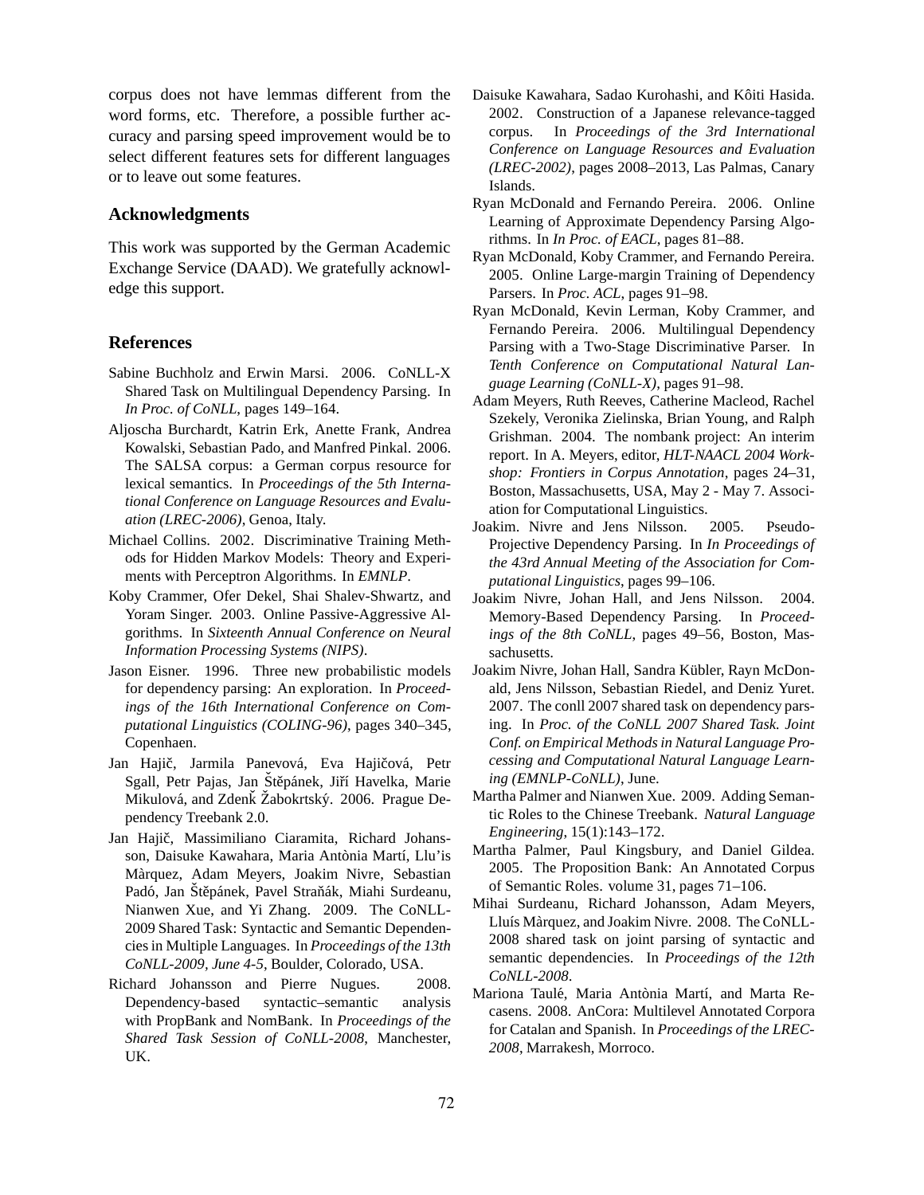corpus does not have lemmas different from the word forms, etc. Therefore, a possible further accuracy and parsing speed improvement would be to select different features sets for different languages or to leave out some features.

## Acknowledgments

This work was supported by the German Academic Exchange Service (DAAD). We gratefully acknowledge this support.

## References

Sabine Buchholz and Erwin Marsi. 2006. CoNLL-X Shared Task on Multilingual Dependency Parsing. In *In Proc. of CoNLL*, pages 149–164.

Aljoscha Burchardt, Katrin Erk, Anette Frank, Andrea Kowalski, Sebastian Pado, and Manfred Pinkal. 2006. The SALSA corpus: a German corpus resource for lexical semantics. In *Proceedings of the 5th International Conference on Language Resources and Evaluation (LREC-2006)*, Genoa, Italy.

Michael Collins. 2002. Discriminative Training Methods for Hidden Markov Models: Theory and Experiments with Perceptron Algorithms. In *EMNLP*.

Koby Crammer, Ofer Dekel, Shai Shalev-Shwartz, and Yoram Singer. 2003. Online Passive-Aggressive Algorithms. In *Sixteenth Annual Conference on Neural Information Processing Systems (NIPS)*.

Jason Eisner. 1996. Three new probabilistic models for dependency parsing: An exploration. In *Proceedings of the 16th International Conference on Computational Linguistics (COLING-96)*, pages 340–345, Copenhaen.

Jan Hajič, Jarmila Panevová, Eva Hajičová, Petr Sgall, Petr Pajas, Jan Štěpánek, Jiří Havelka, Marie Mikulová, and Zdenǩ Žabokrtský. 2006. Prague Dependency Treebank 2.0.

Jan Hajič, Massimiliano Ciaramita, Richard Johansson, Daisuke Kawahara, Maria Antònia Martí, Llu'is Màrquez, Adam Meyers, Joakim Nivre, Sebastian Padó, Jan Štěpánek, Pavel Straňák, Miahi Surdeanu, Nianwen Xue, and Yi Zhang. 2009. The CoNLL-2009 Shared Task: Syntactic and Semantic Dependencies in Multiple Languages. In *Proceedings of the 13th CoNLL-2009, June 4-5*, Boulder, Colorado, USA.

Richard Johansson and Pierre Nugues. 2008. Dependency-based syntactic–semantic analysis with PropBank and NomBank. In *Proceedings of the Shared Task Session of CoNLL-2008*, Manchester, UK.

Daisuke Kawahara, Sadao Kurohashi, and Kôiti Hasida. 2002. Construction of a Japanese relevance-tagged corpus. In *Proceedings of the 3rd International Conference on Language Resources and Evaluation (LREC-2002)*, pages 2008–2013, Las Palmas, Canary Islands.

Ryan McDonald and Fernando Pereira. 2006. Online Learning of Approximate Dependency Parsing Algorithms. In *In Proc. of EACL*, pages 81–88.

Ryan McDonald, Koby Crammer, and Fernando Pereira. 2005. Online Large-margin Training of Dependency Parsers. In *Proc. ACL*, pages 91–98.

Ryan McDonald, Kevin Lerman, Koby Crammer, and Fernando Pereira. 2006. Multilingual Dependency Parsing with a Two-Stage Discriminative Parser. In *Tenth Conference on Computational Natural Language Learning (CoNLL-X)*, pages 91–98.

Adam Meyers, Ruth Reeves, Catherine Macleod, Rachel Szekely, Veronika Zielinska, Brian Young, and Ralph Grishman. 2004. The nombank project: An interim report. In A. Meyers, editor, *HLT-NAACL 2004 Workshop: Frontiers in Corpus Annotation*, pages 24–31, Boston, Massachusetts, USA, May 2 - May 7. Association for Computational Linguistics.

Joakim. Nivre and Jens Nilsson. 2005. Pseudo-Projective Dependency Parsing. In *In Proceedings of the 43rd Annual Meeting of the Association for Computational Linguistics*, pages 99–106.

Joakim Nivre, Johan Hall, and Jens Nilsson. 2004. Memory-Based Dependency Parsing. In *Proceedings of the 8th CoNLL*, pages 49–56, Boston, Massachusetts.

Joakim Nivre, Johan Hall, Sandra Kübler, Rayn McDonald, Jens Nilsson, Sebastian Riedel, and Deniz Yuret. 2007. The conll 2007 shared task on dependency parsing. In *Proc. of the CoNLL 2007 Shared Task. Joint Conf. on Empirical Methods in Natural Language Processing and Computational Natural Language Learning (EMNLP-CoNLL)*, June.

Martha Palmer and Nianwen Xue. 2009. Adding Semantic Roles to the Chinese Treebank. *Natural Language Engineering*, 15(1):143–172.

Martha Palmer, Paul Kingsbury, and Daniel Gildea. 2005. The Proposition Bank: An Annotated Corpus of Semantic Roles. volume 31, pages 71–106.

Mihai Surdeanu, Richard Johansson, Adam Meyers, Lluís Màrquez, and Joakim Nivre. 2008. The CoNLL-2008 shared task on joint parsing of syntactic and semantic dependencies. In *Proceedings of the 12th CoNLL-2008*.

Mariona Taulé, Maria Antònia Martí, and Marta Recasens. 2008. AnCora: Multilevel Annotated Corpora for Catalan and Spanish. In *Proceedings of the LREC-2008*, Marrakesh, Morroco.